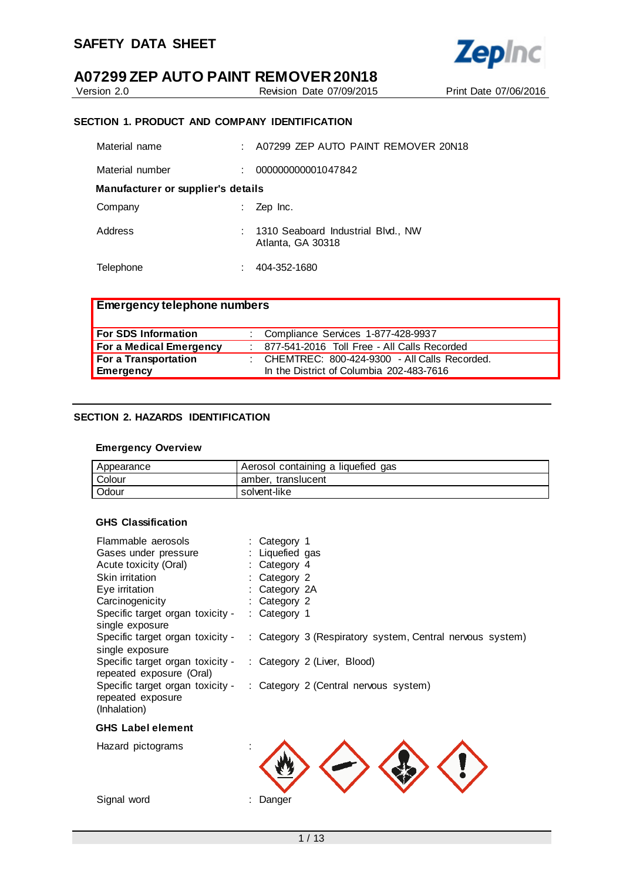# SAFETY DATA SHEET

# A07299 ZEP AUTO PAINT REMOVER 20N18

Version 2.0 | Revision Date 07/09/2015 | Print Date 07/06/2016

## SECTION 1. PRODUCT AND COMPANY IDENTIFICATION

Material name : A07299 ZEP AUTO PAINT REMOVER 20N18

Material number : 000000000001047842

**Manufacturer or supplier's details**

Company : Zep Inc.

Address : 1310 Seaboard Industrial Blvd., NW
Atlanta, GA 30318

Telephone : 404-352-1680

| **Emergency telephone numbers** | |
|---|---|
| **For SDS Information** | Compliance Services 1-877-428-9937 |
| **For a Medical Emergency** | 877-541-2016 Toll Free - All Calls Recorded |
| **For a Transportation Emergency** | CHEMTREC: 800-424-9300 - All Calls Recorded. In the District of Columbia 202-483-7616 |

## SECTION 2. HAZARDS IDENTIFICATION

### Emergency Overview

| Appearance | Aerosol containing a liquefied gas |
|---|---|
| Colour | amber, translucent |
| Odour | solvent-like |

### GHS Classification

Flammable aerosols : Category 1
Gases under pressure : Liquefied gas
Acute toxicity (Oral) : Category 4
Skin irritation : Category 2
Eye irritation : Category 2A
Carcinogenicity : Category 2
Specific target organ toxicity - single exposure : Category 1
Specific target organ toxicity - single exposure : Category 3 (Respiratory system, Central nervous system)
Specific target organ toxicity - repeated exposure (Oral) : Category 2 (Liver, Blood)
Specific target organ toxicity - repeated exposure (Inhalation) : Category 2 (Central nervous system)

### GHS Label element

Hazard pictograms :

Signal word : Danger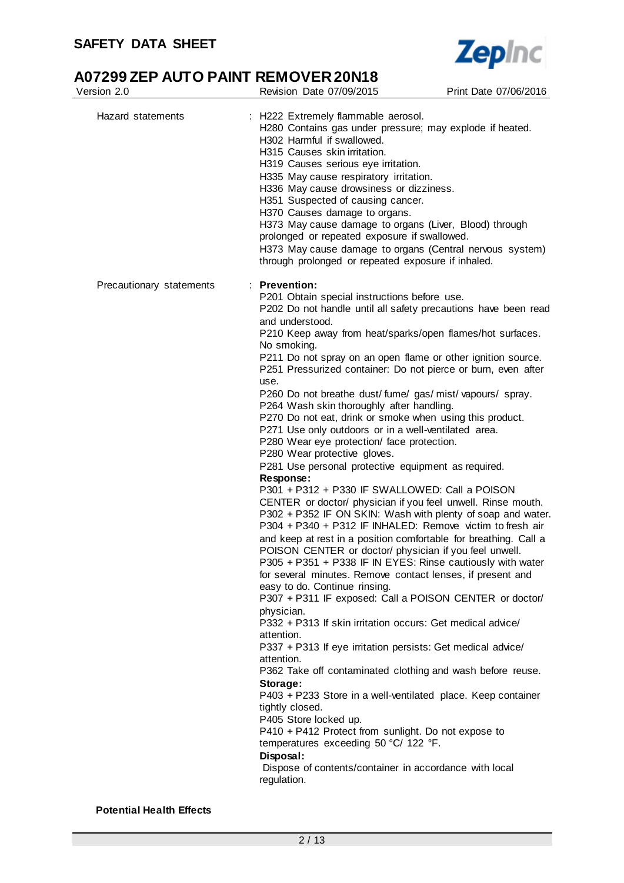Hazard statements : H222 Extremely flammable aerosol.
H280 Contains gas under pressure; may explode if heated.
H302 Harmful if swallowed.
H315 Causes skin irritation.
H319 Causes serious eye irritation.
H335 May cause respiratory irritation.
H336 May cause drowsiness or dizziness.
H351 Suspected of causing cancer.
H370 Causes damage to organs.
H373 May cause damage to organs (Liver, Blood) through prolonged or repeated exposure if swallowed.
H373 May cause damage to organs (Central nervous system) through prolonged or repeated exposure if inhaled.

Precautionary statements : **Prevention:**
P201 Obtain special instructions before use.
P202 Do not handle until all safety precautions have been read and understood.
P210 Keep away from heat/sparks/open flames/hot surfaces. No smoking.
P211 Do not spray on an open flame or other ignition source.
P251 Pressurized container: Do not pierce or burn, even after use.
P260 Do not breathe dust/ fume/ gas/ mist/ vapours/ spray.
P264 Wash skin thoroughly after handling.
P270 Do not eat, drink or smoke when using this product.
P271 Use only outdoors or in a well-ventilated area.
P280 Wear eye protection/ face protection.
P280 Wear protective gloves.
P281 Use personal protective equipment as required.
**Response:**
P301 + P312 + P330 IF SWALLOWED: Call a POISON CENTER or doctor/ physician if you feel unwell. Rinse mouth.
P302 + P352 IF ON SKIN: Wash with plenty of soap and water.
P304 + P340 + P312 IF INHALED: Remove victim to fresh air and keep at rest in a position comfortable for breathing. Call a POISON CENTER or doctor/ physician if you feel unwell.
P305 + P351 + P338 IF IN EYES: Rinse cautiously with water for several minutes. Remove contact lenses, if present and easy to do. Continue rinsing.
P307 + P311 IF exposed: Call a POISON CENTER or doctor/ physician.
P332 + P313 If skin irritation occurs: Get medical advice/ attention.
P337 + P313 If eye irritation persists: Get medical advice/ attention.
P362 Take off contaminated clothing and wash before reuse.
**Storage:**
P403 + P233 Store in a well-ventilated place. Keep container tightly closed.
P405 Store locked up.
P410 + P412 Protect from sunlight. Do not expose to temperatures exceeding 50 °C/ 122 °F.
**Disposal:**
Dispose of contents/container in accordance with local regulation.

**Potential Health Effects**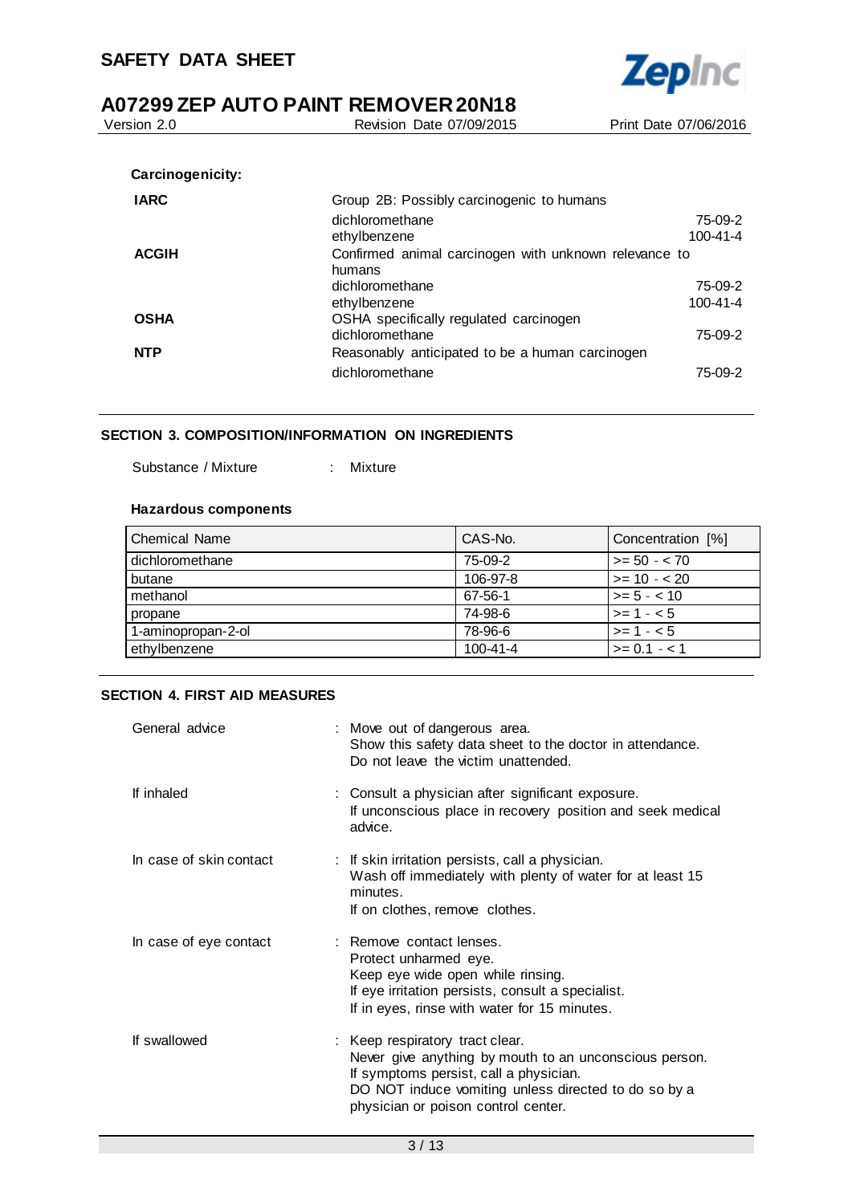**Carcinogenicity:**

| | | |
|---|---|---|
| **IARC** | Group 2B: Possibly carcinogenic to humans | |
| | dichloromethane | 75-09-2 |
| | ethylbenzene | 100-41-4 |
| **ACGIH** | Confirmed animal carcinogen with unknown relevance to humans | |
| | dichloromethane | 75-09-2 |
| | ethylbenzene | 100-41-4 |
| **OSHA** | OSHA specifically regulated carcinogen | |
| | dichloromethane | 75-09-2 |
| **NTP** | Reasonably anticipated to be a human carcinogen | |
| | dichloromethane | 75-09-2 |

## SECTION 3. COMPOSITION/INFORMATION ON INGREDIENTS

Substance / Mixture : Mixture

**Hazardous components**

| Chemical Name | CAS-No. | Concentration [%] |
|---|---|---|
| dichloromethane | 75-09-2 | >= 50 - < 70 |
| butane | 106-97-8 | >= 10 - < 20 |
| methanol | 67-56-1 | >= 5 - < 10 |
| propane | 74-98-6 | >= 1 - < 5 |
| 1-aminopropan-2-ol | 78-96-6 | >= 1 - < 5 |
| ethylbenzene | 100-41-4 | >= 0.1 - < 1 |

## SECTION 4. FIRST AID MEASURES

General advice : Move out of dangerous area.
Show this safety data sheet to the doctor in attendance.
Do not leave the victim unattended.

If inhaled : Consult a physician after significant exposure.
If unconscious place in recovery position and seek medical advice.

In case of skin contact : If skin irritation persists, call a physician.
Wash off immediately with plenty of water for at least 15 minutes.
If on clothes, remove clothes.

In case of eye contact : Remove contact lenses.
Protect unharmed eye.
Keep eye wide open while rinsing.
If eye irritation persists, consult a specialist.
If in eyes, rinse with water for 15 minutes.

If swallowed : Keep respiratory tract clear.
Never give anything by mouth to an unconscious person.
If symptoms persist, call a physician.
DO NOT induce vomiting unless directed to do so by a physician or poison control center.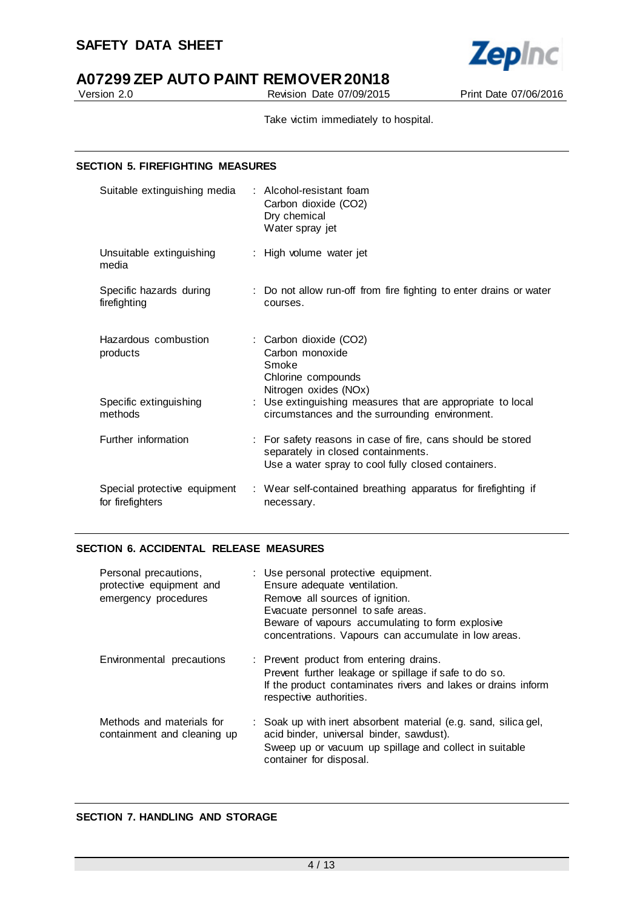Take victim immediately to hospital.

## SECTION 5. FIREFIGHTING MEASURES

| | |
|---|---|
| Suitable extinguishing media | : Alcohol-resistant foam<br>Carbon dioxide ($CO_2$)<br>Dry chemical<br>Water spray jet |
| Unsuitable extinguishing media | : High volume water jet |
| Specific hazards during firefighting | : Do not allow run-off from fire fighting to enter drains or water courses. |
| Hazardous combustion products | : Carbon dioxide ($CO_2$)<br>Carbon monoxide<br>Smoke<br>Chlorine compounds<br>Nitrogen oxides ($NO_x$) |
| Specific extinguishing methods | : Use extinguishing measures that are appropriate to local circumstances and the surrounding environment. |
| Further information | : For safety reasons in case of fire, cans should be stored separately in closed containments.<br>Use a water spray to cool fully closed containers. |
| Special protective equipment for firefighters | : Wear self-contained breathing apparatus for firefighting if necessary. |

## SECTION 6. ACCIDENTAL RELEASE MEASURES

| | |
|---|---|
| Personal precautions, protective equipment and emergency procedures | : Use personal protective equipment.<br>Ensure adequate ventilation.<br>Remove all sources of ignition.<br>Evacuate personnel to safe areas.<br>Beware of vapours accumulating to form explosive concentrations. Vapours can accumulate in low areas. |
| Environmental precautions | : Prevent product from entering drains.<br>Prevent further leakage or spillage if safe to do so.<br>If the product contaminates rivers and lakes or drains inform respective authorities. |
| Methods and materials for containment and cleaning up | : Soak up with inert absorbent material (e.g. sand, silica gel, acid binder, universal binder, sawdust).<br>Sweep up or vacuum up spillage and collect in suitable container for disposal. |

## SECTION 7. HANDLING AND STORAGE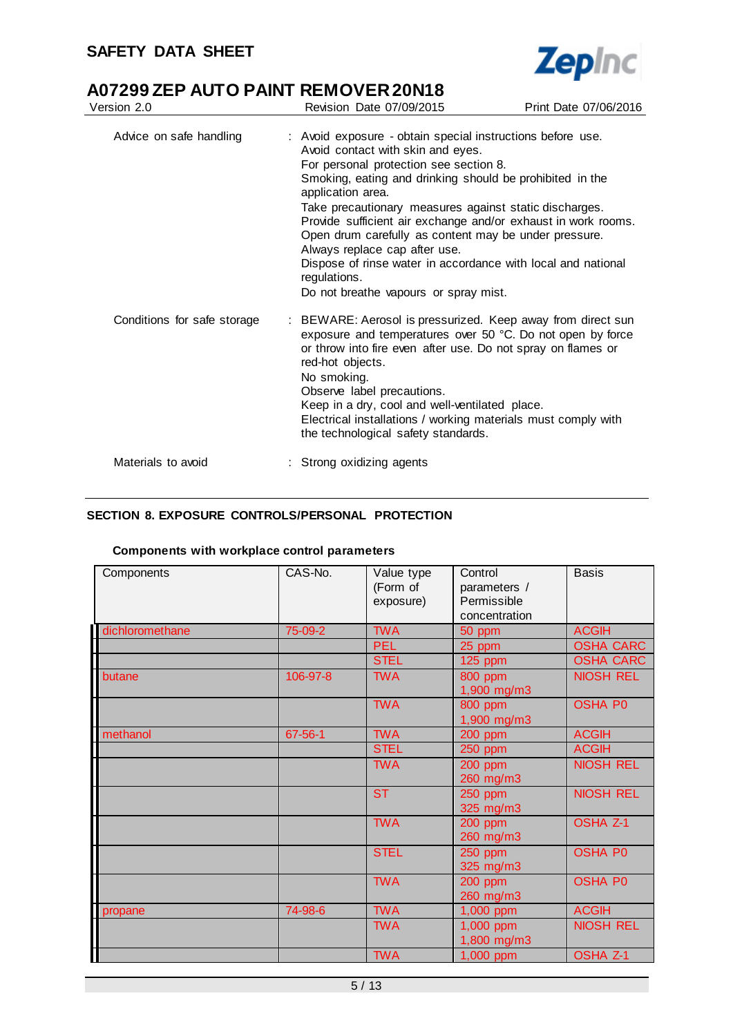| | | |
|---|---|---|
| Advice on safe handling | : | Avoid exposure - obtain special instructions before use.<br>Avoid contact with skin and eyes.<br>For personal protection see section 8.<br>Smoking, eating and drinking should be prohibited in the application area.<br>Take precautionary measures against static discharges.<br>Provide sufficient air exchange and/or exhaust in work rooms.<br>Open drum carefully as content may be under pressure.<br>Always replace cap after use.<br>Dispose of rinse water in accordance with local and national regulations.<br>Do not breathe vapours or spray mist. |
| Conditions for safe storage | : | BEWARE: Aerosol is pressurized. Keep away from direct sun exposure and temperatures over 50 °C. Do not open by force or throw into fire even after use. Do not spray on flames or red-hot objects.<br>No smoking.<br>Observe label precautions.<br>Keep in a dry, cool and well-ventilated place.<br>Electrical installations / working materials must comply with the technological safety standards. |
| Materials to avoid | : | Strong oxidizing agents |

## SECTION 8. EXPOSURE CONTROLS/PERSONAL PROTECTION

### Components with workplace control parameters

| Components | CAS-No. | Value type (Form of exposure) | Control parameters / Permissible concentration | Basis |
|---|---|---|---|---|
| dichloromethane | 75-09-2 | TWA | 50 ppm | ACGIH |
| | | PEL | 25 ppm | OSHA CARC |
| | | STEL | 125 ppm | OSHA CARC |
| butane | 106-97-8 | TWA | 800 ppm<br>1,900 mg/m3 | NIOSH REL |
| | | TWA | 800 ppm<br>1,900 mg/m3 | OSHA P0 |
| methanol | 67-56-1 | TWA | 200 ppm | ACGIH |
| | | STEL | 250 ppm | ACGIH |
| | | TWA | 200 ppm<br>260 mg/m3 | NIOSH REL |
| | | ST | 250 ppm<br>325 mg/m3 | NIOSH REL |
| | | TWA | 200 ppm<br>260 mg/m3 | OSHA Z-1 |
| | | STEL | 250 ppm<br>325 mg/m3 | OSHA P0 |
| | | TWA | 200 ppm<br>260 mg/m3 | OSHA P0 |
| propane | 74-98-6 | TWA | 1,000 ppm | ACGIH |
| | | TWA | 1,000 ppm<br>1,800 mg/m3 | NIOSH REL |
| | | TWA | 1,000 ppm | OSHA Z-1 |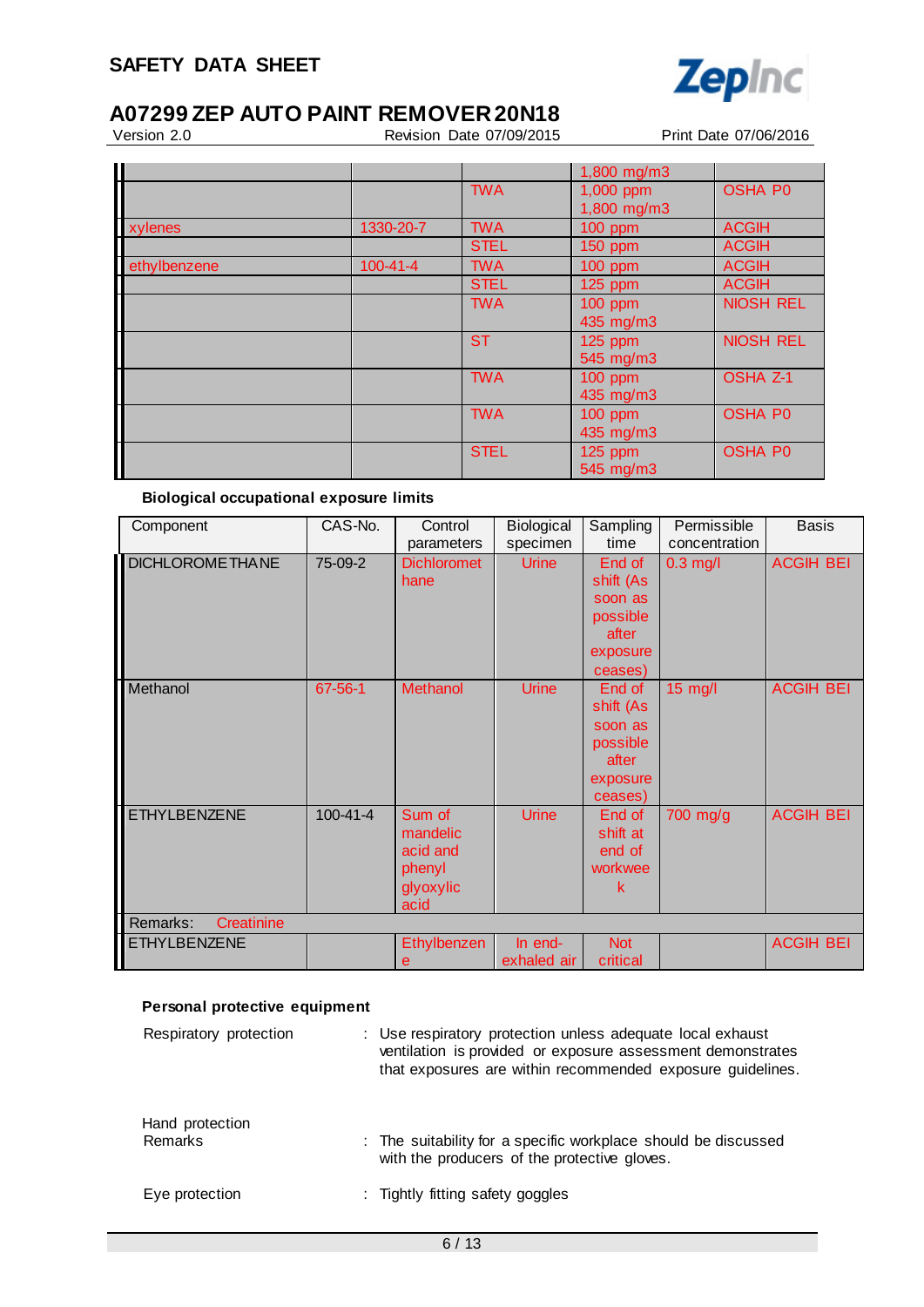| | | | | |
|---|---|---|---|---|
| | | | 1,800 mg/m3 | |
| | | TWA | 1,000 ppm 1,800 mg/m3 | OSHA P0 |
| xylenes | 1330-20-7 | TWA | 100 ppm | ACGIH |
| | | STEL | 150 ppm | ACGIH |
| ethylbenzene | 100-41-4 | TWA | 100 ppm | ACGIH |
| | | STEL | 125 ppm | ACGIH |
| | | TWA | 100 ppm 435 mg/m3 | NIOSH REL |
| | | ST | 125 ppm 545 mg/m3 | NIOSH REL |
| | | TWA | 100 ppm 435 mg/m3 | OSHA Z-1 |
| | | TWA | 100 ppm 435 mg/m3 | OSHA P0 |
| | | STEL | 125 ppm 545 mg/m3 | OSHA P0 |

**Biological occupational exposure limits**

| Component | CAS-No. | Control parameters | Biological specimen | Sampling time | Permissible concentration | Basis |
|---|---|---|---|---|---|---|
| DICHLOROMETHANE | 75-09-2 | Dichloromethane | Urine | End of shift (As soon as possible after exposure ceases) | 0.3 mg/l | ACGIH BEI |
| Methanol | 67-56-1 | Methanol | Urine | End of shift (As soon as possible after exposure ceases) | 15 mg/l | ACGIH BEI |
| ETHYLBENZENE | 100-41-4 | Sum of mandelic acid and phenyl glyoxylic acid | Urine | End of shift at end of workweek | 700 mg/g | ACGIH BEI |
| Remarks: Creatinine | | | | | | |
| ETHYLBENZENE | | Ethylbenzene | In end-exhaled air | Not critical | | ACGIH BEI |

**Personal protective equipment**

Respiratory protection : Use respiratory protection unless adequate local exhaust ventilation is provided or exposure assessment demonstrates that exposures are within recommended exposure guidelines.

Hand protection

Remarks : The suitability for a specific workplace should be discussed with the producers of the protective gloves.

Eye protection : Tightly fitting safety goggles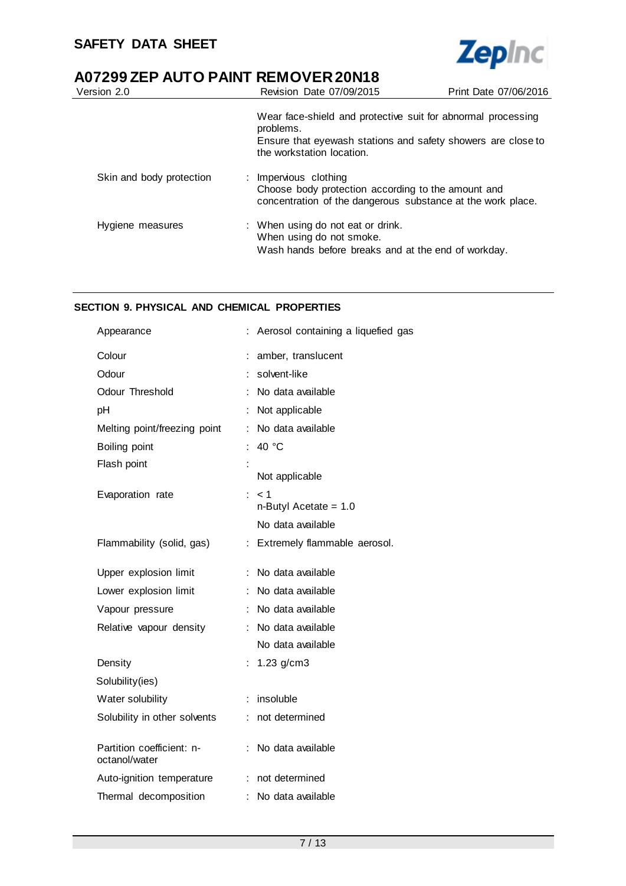| | |
|---|---|
| | Wear face-shield and protective suit for abnormal processing problems.<br>Ensure that eyewash stations and safety showers are close to the workstation location. |
| Skin and body protection | : Impervious clothing<br>Choose body protection according to the amount and concentration of the dangerous substance at the work place. |
| Hygiene measures | : When using do not eat or drink.<br>When using do not smoke.<br>Wash hands before breaks and at the end of workday. |

## SECTION 9. PHYSICAL AND CHEMICAL PROPERTIES

| | |
|---|---|
| Appearance | : Aerosol containing a liquefied gas |
| Colour | : amber, translucent |
| Odour | : solvent-like |
| Odour Threshold | : No data available |
| pH | : Not applicable |
| Melting point/freezing point | : No data available |
| Boiling point | : 40 °C |
| Flash point | :<br>Not applicable |
| Evaporation rate | : < 1<br>n-Butyl Acetate = 1.0<br>No data available |
| Flammability (solid, gas) | : Extremely flammable aerosol. |
| Upper explosion limit | : No data available |
| Lower explosion limit | : No data available |
| Vapour pressure | : No data available |
| Relative vapour density | : No data available<br>No data available |
| Density | : 1.23 g/cm3 |
| Solubility(ies) | |
| Water solubility | : insoluble |
| Solubility in other solvents | : not determined |
| Partition coefficient: n-octanol/water | : No data available |
| Auto-ignition temperature | : not determined |
| Thermal decomposition | : No data available |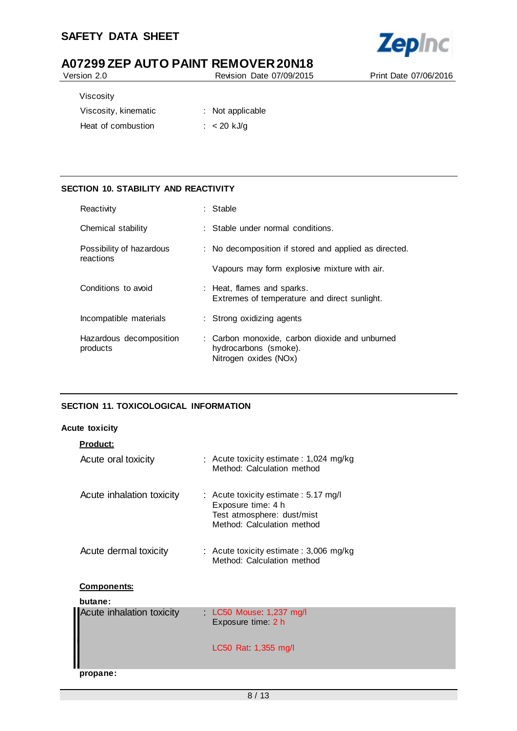Viscosity

| | | |
|---|---|---|
| Viscosity, kinematic | : | Not applicable |
| Heat of combustion | : | < 20 kJ/g |

## SECTION 10. STABILITY AND REACTIVITY

| | | |
|---|---|---|
| Reactivity | : | Stable |
| Chemical stability | : | Stable under normal conditions. |
| Possibility of hazardous reactions | : | No decomposition if stored and applied as directed.<br><br>Vapours may form explosive mixture with air. |
| Conditions to avoid | : | Heat, flames and sparks.<br>Extremes of temperature and direct sunlight. |
| Incompatible materials | : | Strong oxidizing agents |
| Hazardous decomposition products | : | Carbon monoxide, carbon dioxide and unburned hydrocarbons (smoke).<br>Nitrogen oxides (NOx) |

## SECTION 11. TOXICOLOGICAL INFORMATION

### Acute toxicity

**Product:**

| | | |
|---|---|---|
| Acute oral toxicity | : | Acute toxicity estimate : 1,024 mg/kg<br>Method: Calculation method |
| Acute inhalation toxicity | : | Acute toxicity estimate : 5.17 mg/l<br>Exposure time: 4 h<br>Test atmosphere: dust/mist<br>Method: Calculation method |
| Acute dermal toxicity | : | Acute toxicity estimate : 3,006 mg/kg<br>Method: Calculation method |

**Components:**

**butane:**

| | | |
|---|---|---|
| Acute inhalation toxicity | : | LC50 Mouse: 1,237 mg/l<br>Exposure time: 2 h<br><br>LC50 Rat: 1,355 mg/l |

**propane:**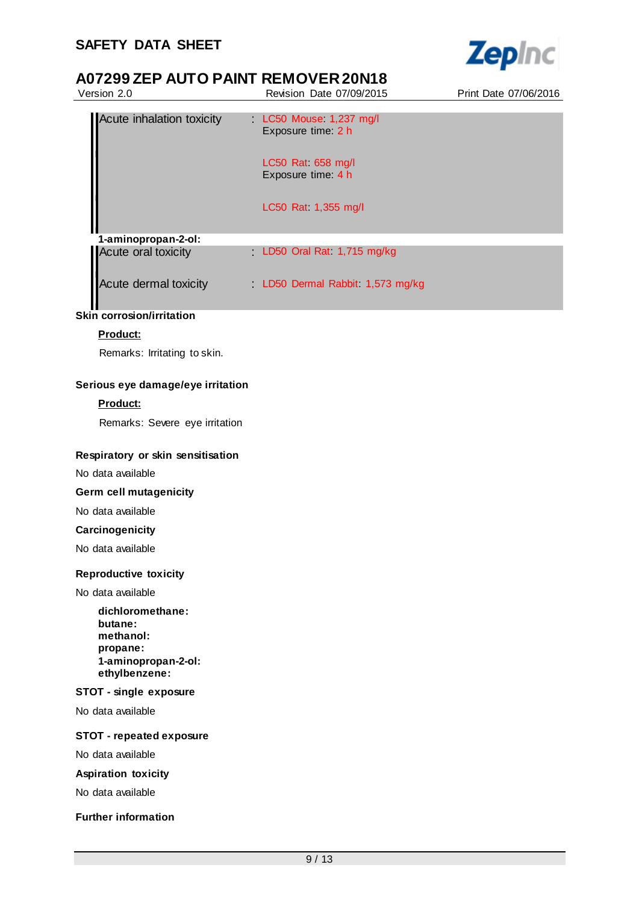| | |
|---|---|
| Acute inhalation toxicity | : LC50 Mouse: 1,237 mg/l<br>Exposure time: 2 h<br><br>LC50 Rat: 658 mg/l<br>Exposure time: 4 h<br><br>LC50 Rat: 1,355 mg/l |

**1-aminopropan-2-ol:**

| | |
|---|---|
| Acute oral toxicity | : LD50 Oral Rat: 1,715 mg/kg |
| Acute dermal toxicity | : LD50 Dermal Rabbit: 1,573 mg/kg |

**Skin corrosion/irritation**

**Product:**

Remarks: Irritating to skin.

**Serious eye damage/eye irritation**

**Product:**

Remarks: Severe eye irritation

**Respiratory or skin sensitisation**

No data available

**Germ cell mutagenicity**

No data available

**Carcinogenicity**

No data available

**Reproductive toxicity**

No data available

**dichloromethane:**
**butane:**
**methanol:**
**propane:**
**1-aminopropan-2-ol:**
**ethylbenzene:**

**STOT - single exposure**

No data available

**STOT - repeated exposure**

No data available

**Aspiration toxicity**

No data available

**Further information**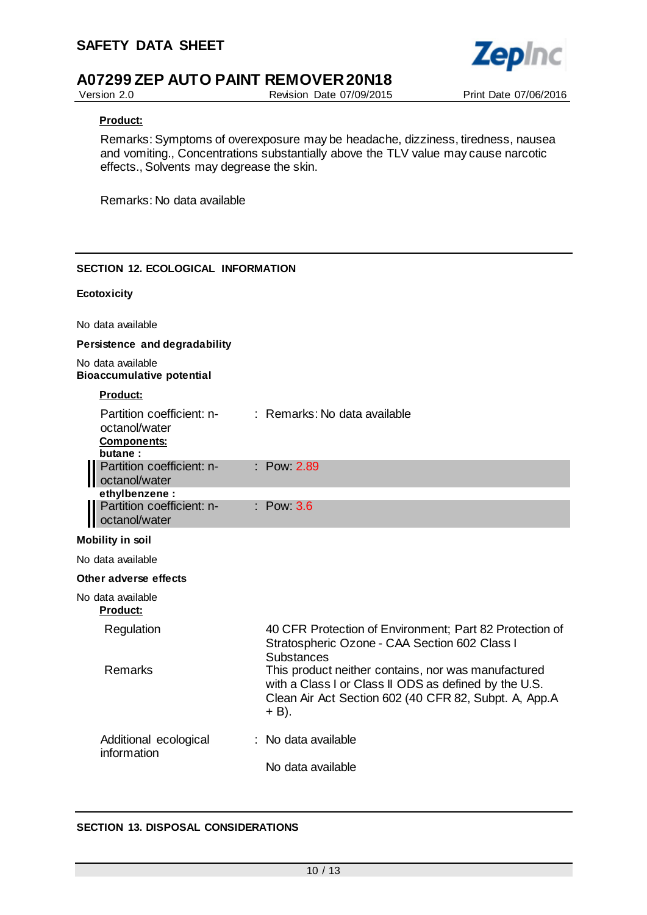**Product:**

Remarks: Symptoms of overexposure may be headache, dizziness, tiredness, nausea and vomiting., Concentrations substantially above the TLV value may cause narcotic effects., Solvents may degrease the skin.

Remarks: No data available

## SECTION 12. ECOLOGICAL INFORMATION

**Ecotoxicity**

No data available

**Persistence and degradability**

No data available

**Bioaccumulative potential**

**Product:**

| | |
|---|---|
| Partition coefficient: n-octanol/water | : Remarks: No data available |

**Components:**

**butane :**

| | |
|---|---|
| Partition coefficient: n-octanol/water | : Pow: 2.89 |

**ethylbenzene :**

| | |
|---|---|
| Partition coefficient: n-octanol/water | : Pow: 3.6 |

**Mobility in soil**

No data available

**Other adverse effects**

No data available

**Product:**

| | |
|---|---|
| Regulation | 40 CFR Protection of Environment; Part 82 Protection of Stratospheric Ozone - CAA Section 602 Class I Substances |
| Remarks | This product neither contains, nor was manufactured with a Class I or Class II ODS as defined by the U.S. Clean Air Act Section 602 (40 CFR 82, Subpt. A, App.A + B). |
| Additional ecological information | : No data available |
| | No data available |

## SECTION 13. DISPOSAL CONSIDERATIONS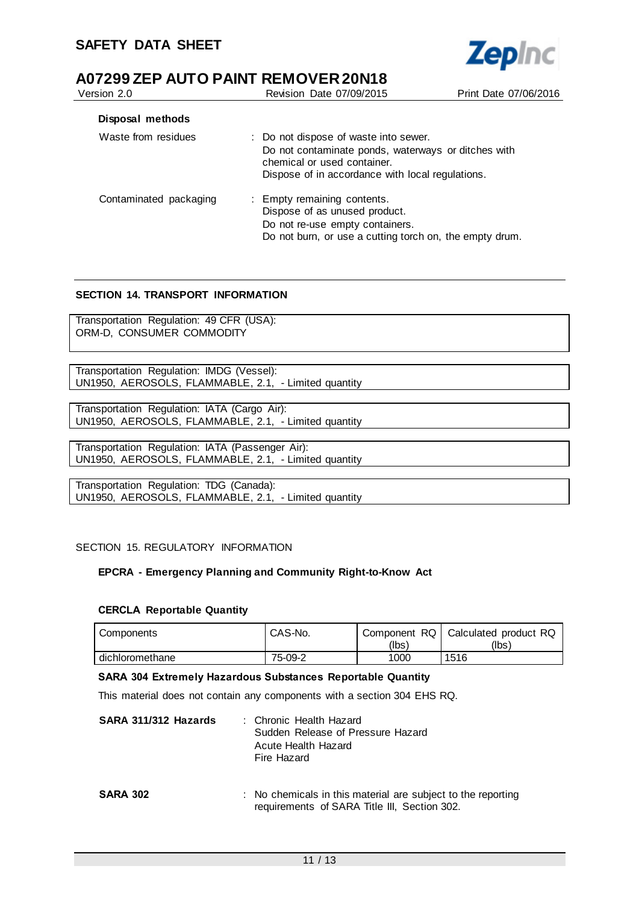**Disposal methods**

Waste from residues : Do not dispose of waste into sewer.
Do not contaminate ponds, waterways or ditches with chemical or used container.
Dispose of in accordance with local regulations.

Contaminated packaging : Empty remaining contents.
Dispose of as unused product.
Do not re-use empty containers.
Do not burn, or use a cutting torch on, the empty drum.

## SECTION 14. TRANSPORT INFORMATION

Transportation Regulation: 49 CFR (USA):
ORM-D, CONSUMER COMMODITY

Transportation Regulation: IMDG (Vessel):
UN1950, AEROSOLS, FLAMMABLE, 2.1, - Limited quantity

Transportation Regulation: IATA (Cargo Air):
UN1950, AEROSOLS, FLAMMABLE, 2.1, - Limited quantity

Transportation Regulation: IATA (Passenger Air):
UN1950, AEROSOLS, FLAMMABLE, 2.1, - Limited quantity

Transportation Regulation: TDG (Canada):
UN1950, AEROSOLS, FLAMMABLE, 2.1, - Limited quantity

## SECTION 15. REGULATORY INFORMATION

**EPCRA - Emergency Planning and Community Right-to-Know Act**

**CERCLA Reportable Quantity**

| Components | CAS-No. | Component RQ (lbs) | Calculated product RQ (lbs) |
|---|---|---|---|
| dichloromethane | 75-09-2 | 1000 | 1516 |

**SARA 304 Extremely Hazardous Substances Reportable Quantity**

This material does not contain any components with a section 304 EHS RQ.

**SARA 311/312 Hazards** : Chronic Health Hazard
Sudden Release of Pressure Hazard
Acute Health Hazard
Fire Hazard

**SARA 302** : No chemicals in this material are subject to the reporting requirements of SARA Title III, Section 302.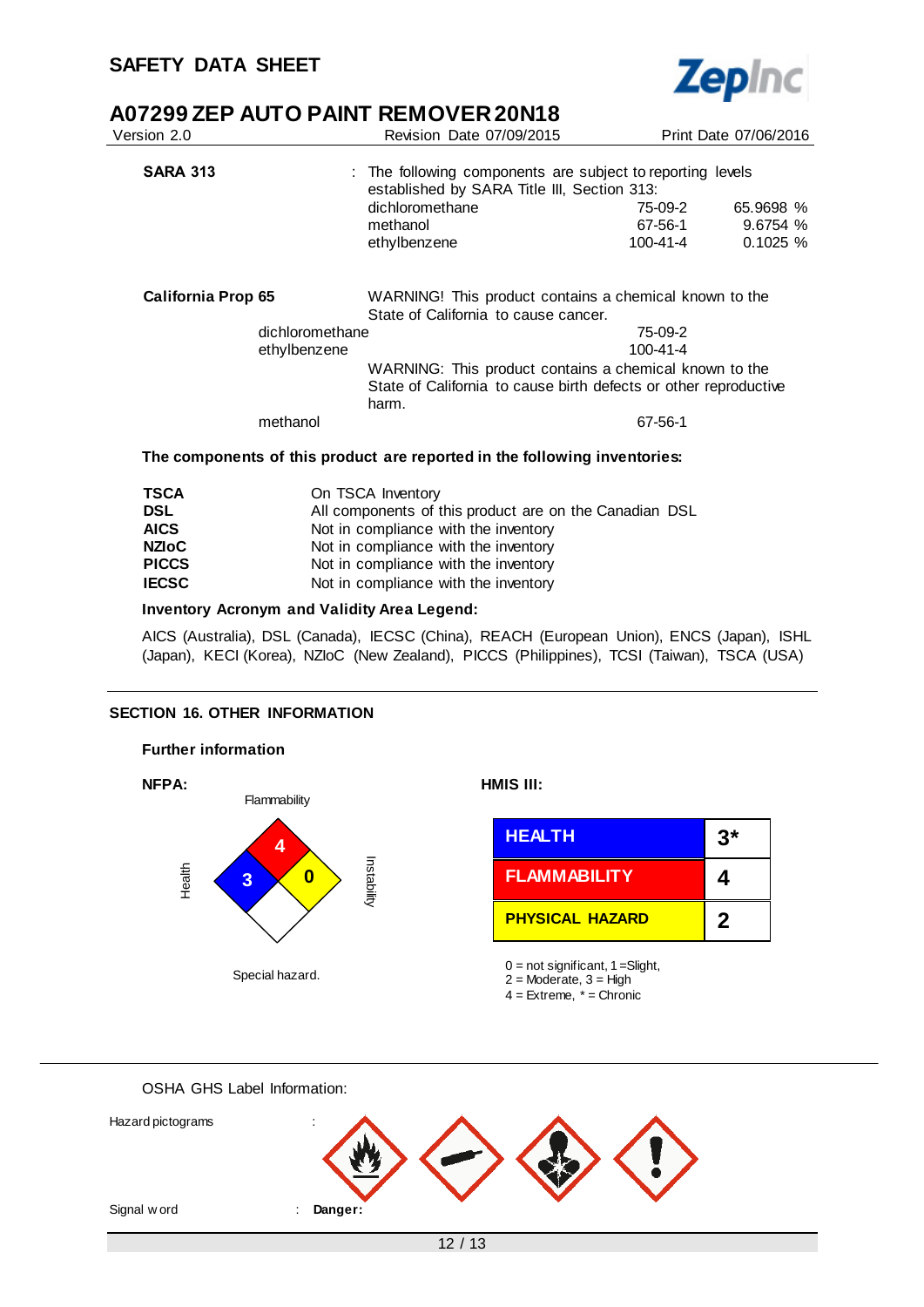**SARA 313** : The following components are subject to reporting levels established by SARA Title III, Section 313:

| | | |
|---|---|---|
| dichloromethane | 75-09-2 | 65.9698 % |
| methanol | 67-56-1 | 9.6754 % |
| ethylbenzene | 100-41-4 | 0.1025 % |

**California Prop 65** WARNING! This product contains a chemical known to the State of California to cause cancer.

| | |
|---|---|
| dichloromethane | 75-09-2 |
| ethylbenzene | 100-41-4 |

WARNING: This product contains a chemical known to the State of California to cause birth defects or other reproductive harm.

| | |
|---|---|
| methanol | 67-56-1 |

**The components of this product are reported in the following inventories:**

| | |
|---|---|
| **TSCA** | On TSCA Inventory |
| **DSL** | All components of this product are on the Canadian DSL |
| **AICS** | Not in compliance with the inventory |
| **NZIoC** | Not in compliance with the inventory |
| **PICCS** | Not in compliance with the inventory |
| **IECSC** | Not in compliance with the inventory |

**Inventory Acronym and Validity Area Legend:**

AICS (Australia), DSL (Canada), IECSC (China), REACH (European Union), ENCS (Japan), ISHL (Japan), KECI (Korea), NZIoC (New Zealand), PICCS (Philippines), TCSI (Taiwan), TSCA (USA)

## SECTION 16. OTHER INFORMATION

**Further information**

**NFPA:**

Flammability: 4
Health: 3
Instability: 0
Special hazard.

**HMIS III:**

| | |
|---|---|
| **HEALTH** | **3*** |
| **FLAMMABILITY** | **4** |
| **PHYSICAL HAZARD** | **2** |

0 = not significant, 1 =Slight,
2 = Moderate, 3 = High
4 = Extreme, * = Chronic

OSHA GHS Label Information:

Hazard pictograms :

Signal word : **Danger:**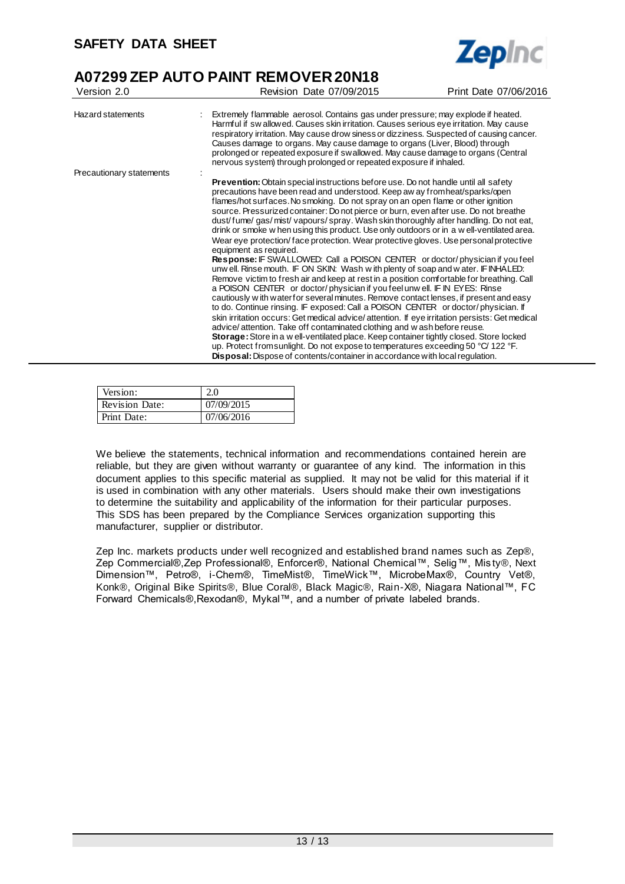| | | |
|---|---|---|
| Hazard statements | : | Extremely flammable aerosol. Contains gas under pressure; may explode if heated. Harmful if swallowed. Causes skin irritation. Causes serious eye irritation. May cause respiratory irritation. May cause drowsiness or dizziness. Suspected of causing cancer. Causes damage to organs. May cause damage to organs (Liver, Blood) through prolonged or repeated exposure if swallowed. May cause damage to organs (Central nervous system) through prolonged or repeated exposure if inhaled. |
| Precautionary statements | : | **Prevention:** Obtain special instructions before use. Do not handle until all safety precautions have been read and understood. Keep away from heat/sparks/open flames/hot surfaces. No smoking. Do not spray on an open flame or other ignition source. Pressurized container: Do not pierce or burn, even after use. Do not breathe dust/ fume/ gas/ mist/ vapours/ spray. Wash skin thoroughly after handling. Do not eat, drink or smoke when using this product. Use only outdoors or in a well-ventilated area. Wear eye protection/ face protection. Wear protective gloves. Use personal protective equipment as required.<br>**Response:** IF SWALLOWED: Call a POISON CENTER or doctor/ physician if you feel unwell. Rinse mouth. IF ON SKIN: Wash with plenty of soap and water. IF INHALED: Remove victim to fresh air and keep at rest in a position comfortable for breathing. Call a POISON CENTER or doctor/ physician if you feel unwell. IF IN EYES: Rinse cautiously with water for several minutes. Remove contact lenses, if present and easy to do. Continue rinsing. IF exposed: Call a POISON CENTER or doctor/ physician. If skin irritation occurs: Get medical advice/ attention. If eye irritation persists: Get medical advice/ attention. Take off contaminated clothing and wash before reuse.<br>**Storage:** Store in a well-ventilated place. Keep container tightly closed. Store locked up. Protect from sunlight. Do not expose to temperatures exceeding 50 °C/ 122 °F.<br>**Disposal:** Dispose of contents/container in accordance with local regulation. |

| | |
|---|---|
| Version: | 2.0 |
| Revision Date: | 07/09/2015 |
| Print Date: | 07/06/2016 |

We believe the statements, technical information and recommendations contained herein are reliable, but they are given without warranty or guarantee of any kind. The information in this document applies to this specific material as supplied. It may not be valid for this material if it is used in combination with any other materials. Users should make their own investigations to determine the suitability and applicability of the information for their particular purposes. This SDS has been prepared by the Compliance Services organization supporting this manufacturer, supplier or distributor.

Zep Inc. markets products under well recognized and established brand names such as Zep®, Zep Commercial®, Zep Professional®, Enforcer®, National Chemical™, Selig™, Misty®, Next Dimension™, Petro®, i-Chem®, TimeMist®, TimeWick™, MicrobeMax®, Country Vet®, Konk®, Original Bike Spirits®, Blue Coral®, Black Magic®, Rain-X®, Niagara National™, FC Forward Chemicals®, Rexodan®, Mykal™, and a number of private labeled brands.